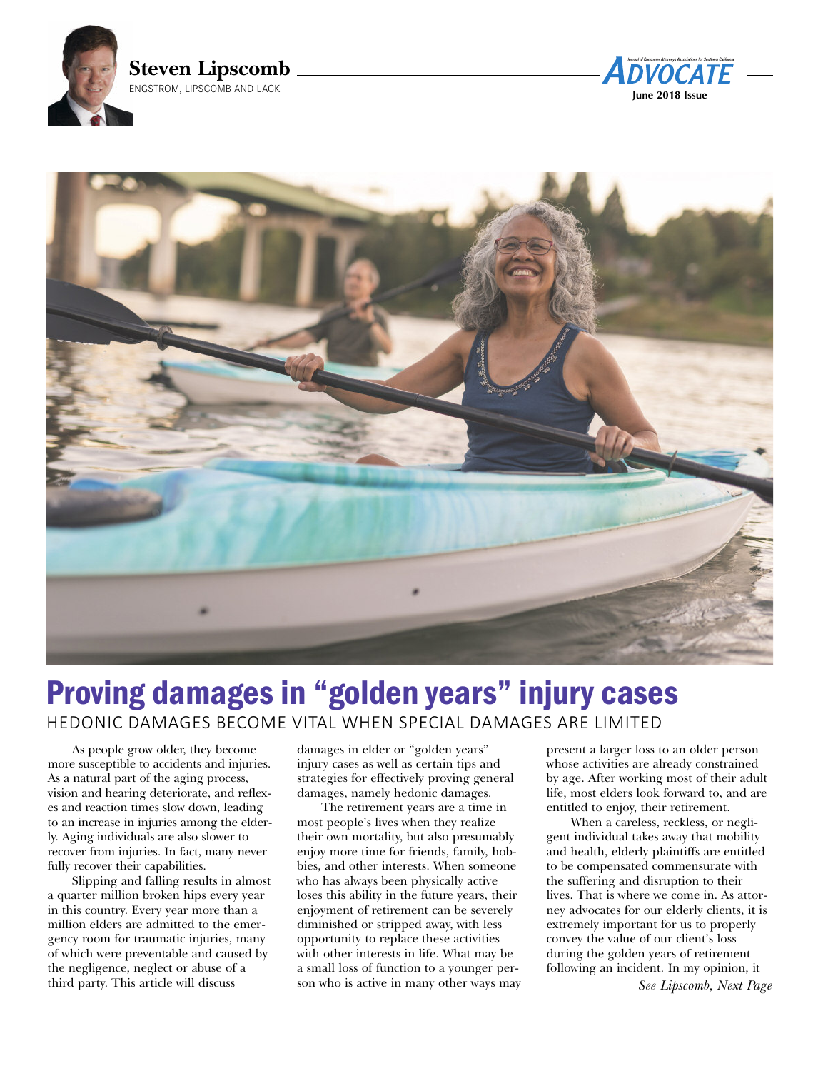**Steven Lipscomb**
ENGSTROM, LIPSCOMB AND LACK

# Proving damages in "golden years" injury cases

## HEDONIC DAMAGES BECOME VITAL WHEN SPECIAL DAMAGES ARE LIMITED

As people grow older, they become more susceptible to accidents and injuries. As a natural part of the aging process, vision and hearing deteriorate, and reflexes and reaction times slow down, leading to an increase in injuries among the elderly. Aging individuals are also slower to recover from injuries. In fact, many never fully recover their capabilities.

Slipping and falling results in almost a quarter million broken hips every year in this country. Every year more than a million elders are admitted to the emergency room for traumatic injuries, many of which were preventable and caused by the negligence, neglect or abuse of a third party. This article will discuss damages in elder or "golden years" injury cases as well as certain tips and strategies for effectively proving general damages, namely hedonic damages.

The retirement years are a time in most people's lives when they realize their own mortality, but also presumably enjoy more time for friends, family, hobbies, and other interests. When someone who has always been physically active loses this ability in the future years, their enjoyment of retirement can be severely diminished or stripped away, with less opportunity to replace these activities with other interests in life. What may be a small loss of function to a younger person who is active in many other ways may present a larger loss to an older person whose activities are already constrained by age. After working most of their adult life, most elders look forward to, and are entitled to enjoy, their retirement.

When a careless, reckless, or negligent individual takes away that mobility and health, elderly plaintiffs are entitled to be compensated commensurate with the suffering and disruption to their lives. That is where we come in. As attorney advocates for our elderly clients, it is extremely important for us to properly convey the value of our client's loss during the golden years of retirement following an incident. In my opinion, it

*See Lipscomb, Next Page*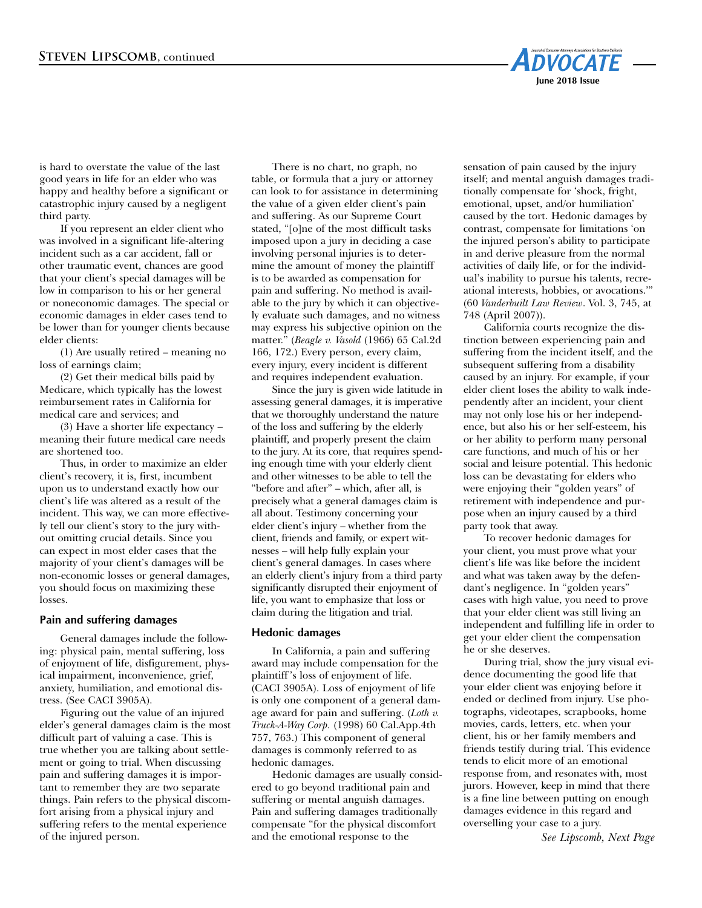is hard to overstate the value of the last good years in life for an elder who was happy and healthy before a significant or catastrophic injury caused by a negligent third party.

If you represent an elder client who was involved in a significant life-altering incident such as a car accident, fall or other traumatic event, chances are good that your client's special damages will be low in comparison to his or her general or noneconomic damages. The special or economic damages in elder cases tend to be lower than for younger clients because elder clients:

(1) Are usually retired – meaning no loss of earnings claim;

(2) Get their medical bills paid by Medicare, which typically has the lowest reimbursement rates in California for medical care and services; and

(3) Have a shorter life expectancy – meaning their future medical care needs are shortened too.

Thus, in order to maximize an elder client's recovery, it is, first, incumbent upon us to understand exactly how our client's life was altered as a result of the incident. This way, we can more effectively tell our client's story to the jury without omitting crucial details. Since you can expect in most elder cases that the majority of your client's damages will be non-economic losses or general damages, you should focus on maximizing these losses.

### Pain and suffering damages

General damages include the following: physical pain, mental suffering, loss of enjoyment of life, disfigurement, physical impairment, inconvenience, grief, anxiety, humiliation, and emotional distress. (See CACI 3905A).

Figuring out the value of an injured elder's general damages claim is the most difficult part of valuing a case. This is true whether you are talking about settlement or going to trial. When discussing pain and suffering damages it is important to remember they are two separate things. Pain refers to the physical discomfort arising from a physical injury and suffering refers to the mental experience of the injured person.

There is no chart, no graph, no table, or formula that a jury or attorney can look to for assistance in determining the value of a given elder client's pain and suffering. As our Supreme Court stated, "[o]ne of the most difficult tasks imposed upon a jury in deciding a case involving personal injuries is to determine the amount of money the plaintiff is to be awarded as compensation for pain and suffering. No method is available to the jury by which it can objectively evaluate such damages, and no witness may express his subjective opinion on the matter." (*Beagle v. Vasold* (1966) 65 Cal.2d 166, 172.) Every person, every claim, every injury, every incident is different and requires independent evaluation.

Since the jury is given wide latitude in assessing general damages, it is imperative that we thoroughly understand the nature of the loss and suffering by the elderly plaintiff, and properly present the claim to the jury. At its core, that requires spending enough time with your elderly client and other witnesses to be able to tell the "before and after" – which, after all, is precisely what a general damages claim is all about. Testimony concerning your elder client's injury – whether from the client, friends and family, or expert witnesses – will help fully explain your client's general damages. In cases where an elderly client's injury from a third party significantly disrupted their enjoyment of life, you want to emphasize that loss or claim during the litigation and trial.

### Hedonic damages

In California, a pain and suffering award may include compensation for the plaintiff's loss of enjoyment of life. (CACI 3905A). Loss of enjoyment of life is only one component of a general damage award for pain and suffering. (*Loth v. Truck-A-Way Corp.* (1998) 60 Cal.App.4th 757, 763.) This component of general damages is commonly referred to as hedonic damages.

Hedonic damages are usually considered to go beyond traditional pain and suffering or mental anguish damages. Pain and suffering damages traditionally compensate "for the physical discomfort and the emotional response to the sensation of pain caused by the injury itself; and mental anguish damages traditionally compensate for 'shock, fright, emotional, upset, and/or humiliation' caused by the tort. Hedonic damages by contrast, compensate for limitations 'on the injured person's ability to participate in and derive pleasure from the normal activities of daily life, or for the individual's inability to pursue his talents, recreational interests, hobbies, or avocations.'" (60 *Vanderbuilt Law Review*. Vol. 3, 745, at 748 (April 2007)).

California courts recognize the distinction between experiencing pain and suffering from the incident itself, and the subsequent suffering from a disability caused by an injury. For example, if your elder client loses the ability to walk independently after an incident, your client may not only lose his or her independence, but also his or her self-esteem, his or her ability to perform many personal care functions, and much of his or her social and leisure potential. This hedonic loss can be devastating for elders who were enjoying their "golden years" of retirement with independence and purpose when an injury caused by a third party took that away.

To recover hedonic damages for your client, you must prove what your client's life was like before the incident and what was taken away by the defendant's negligence. In "golden years" cases with high value, you need to prove that your elder client was still living an independent and fulfilling life in order to get your elder client the compensation he or she deserves.

During trial, show the jury visual evidence documenting the good life that your elder client was enjoying before it ended or declined from injury. Use photographs, videotapes, scrapbooks, home movies, cards, letters, etc. when your client, his or her family members and friends testify during trial. This evidence tends to elicit more of an emotional response from, and resonates with, most jurors. However, keep in mind that there is a fine line between putting on enough damages evidence in this regard and overselling your case to a jury.

*See Lipscomb, Next Page*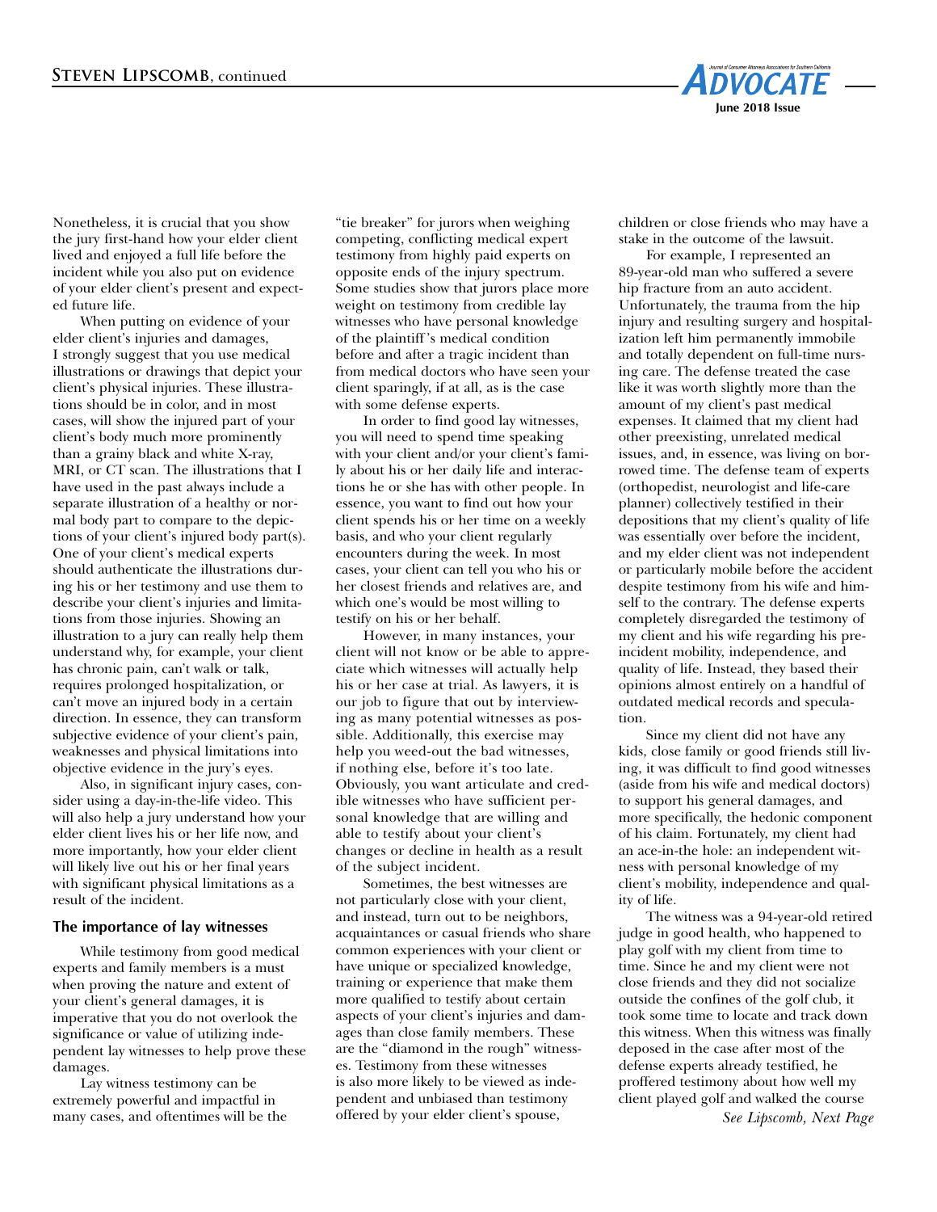Nonetheless, it is crucial that you show the jury first-hand how your elder client lived and enjoyed a full life before the incident while you also put on evidence of your elder client's present and expected future life.

When putting on evidence of your elder client's injuries and damages, I strongly suggest that you use medical illustrations or drawings that depict your client's physical injuries. These illustrations should be in color, and in most cases, will show the injured part of your client's body much more prominently than a grainy black and white X-ray, MRI, or CT scan. The illustrations that I have used in the past always include a separate illustration of a healthy or normal body part to compare to the depictions of your client's injured body part(s). One of your client's medical experts should authenticate the illustrations during his or her testimony and use them to describe your client's injuries and limitations from those injuries. Showing an illustration to a jury can really help them understand why, for example, your client has chronic pain, can't walk or talk, requires prolonged hospitalization, or can't move an injured body in a certain direction. In essence, they can transform subjective evidence of your client's pain, weaknesses and physical limitations into objective evidence in the jury's eyes.

Also, in significant injury cases, consider using a day-in-the-life video. This will also help a jury understand how your elder client lives his or her life now, and more importantly, how your elder client will likely live out his or her final years with significant physical limitations as a result of the incident.

### The importance of lay witnesses

While testimony from good medical experts and family members is a must when proving the nature and extent of your client's general damages, it is imperative that you do not overlook the significance or value of utilizing independent lay witnesses to help prove these damages.

Lay witness testimony can be extremely powerful and impactful in many cases, and oftentimes will be the "tie breaker" for jurors when weighing competing, conflicting medical expert testimony from highly paid experts on opposite ends of the injury spectrum. Some studies show that jurors place more weight on testimony from credible lay witnesses who have personal knowledge of the plaintiff's medical condition before and after a tragic incident than from medical doctors who have seen your client sparingly, if at all, as is the case with some defense experts.

In order to find good lay witnesses, you will need to spend time speaking with your client and/or your client's family about his or her daily life and interactions he or she has with other people. In essence, you want to find out how your client spends his or her time on a weekly basis, and who your client regularly encounters during the week. In most cases, your client can tell you who his or her closest friends and relatives are, and which one's would be most willing to testify on his or her behalf.

However, in many instances, your client will not know or be able to appreciate which witnesses will actually help his or her case at trial. As lawyers, it is our job to figure that out by interviewing as many potential witnesses as possible. Additionally, this exercise may help you weed-out the bad witnesses, if nothing else, before it's too late. Obviously, you want articulate and credible witnesses who have sufficient personal knowledge that are willing and able to testify about your client's changes or decline in health as a result of the subject incident.

Sometimes, the best witnesses are not particularly close with your client, and instead, turn out to be neighbors, acquaintances or casual friends who share common experiences with your client or have unique or specialized knowledge, training or experience that make them more qualified to testify about certain aspects of your client's injuries and damages than close family members. These are the "diamond in the rough" witnesses. Testimony from these witnesses is also more likely to be viewed as independent and unbiased than testimony offered by your elder client's spouse, children or close friends who may have a stake in the outcome of the lawsuit.

For example, I represented an 89-year-old man who suffered a severe hip fracture from an auto accident. Unfortunately, the trauma from the hip injury and resulting surgery and hospitalization left him permanently immobile and totally dependent on full-time nursing care. The defense treated the case like it was worth slightly more than the amount of my client's past medical expenses. It claimed that my client had other preexisting, unrelated medical issues, and, in essence, was living on borrowed time. The defense team of experts (orthopedist, neurologist and life-care planner) collectively testified in their depositions that my client's quality of life was essentially over before the incident, and my elder client was not independent or particularly mobile before the accident despite testimony from his wife and himself to the contrary. The defense experts completely disregarded the testimony of my client and his wife regarding his pre-incident mobility, independence, and quality of life. Instead, they based their opinions almost entirely on a handful of outdated medical records and speculation.

Since my client did not have any kids, close family or good friends still living, it was difficult to find good witnesses (aside from his wife and medical doctors) to support his general damages, and more specifically, the hedonic component of his claim. Fortunately, my client had an ace-in-the hole: an independent witness with personal knowledge of my client's mobility, independence and quality of life.

The witness was a 94-year-old retired judge in good health, who happened to play golf with my client from time to time. Since he and my client were not close friends and they did not socialize outside the confines of the golf club, it took some time to locate and track down this witness. When this witness was finally deposed in the case after most of the defense experts already testified, he proffered testimony about how well my client played golf and walked the course

*See Lipscomb, Next Page*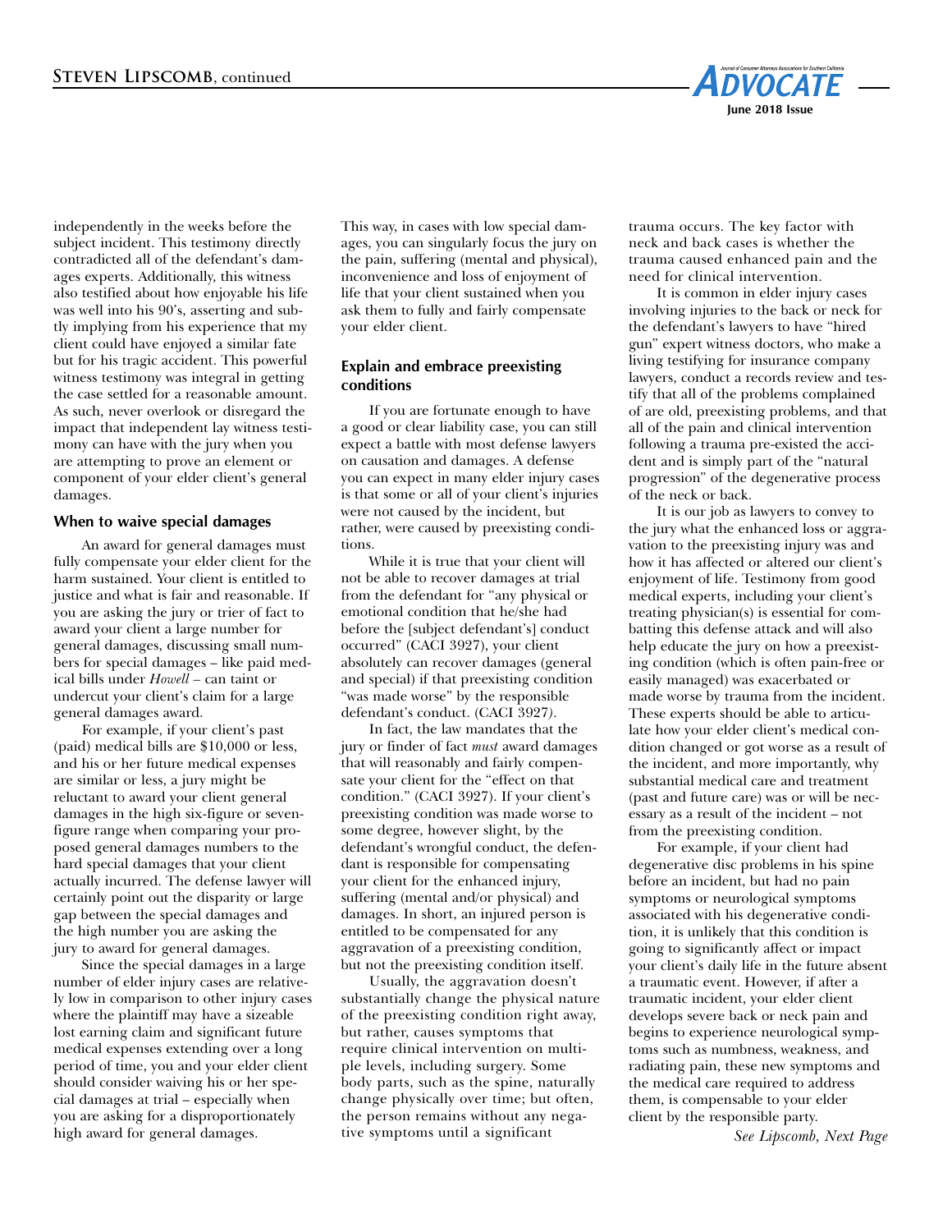independently in the weeks before the subject incident. This testimony directly contradicted all of the defendant's damages experts. Additionally, this witness also testified about how enjoyable his life was well into his 90's, asserting and subtly implying from his experience that my client could have enjoyed a similar fate but for his tragic accident. This powerful witness testimony was integral in getting the case settled for a reasonable amount. As such, never overlook or disregard the impact that independent lay witness testimony can have with the jury when you are attempting to prove an element or component of your elder client's general damages.

### When to waive special damages

An award for general damages must fully compensate your elder client for the harm sustained. Your client is entitled to justice and what is fair and reasonable. If you are asking the jury or trier of fact to award your client a large number for general damages, discussing small numbers for special damages – like paid medical bills under *Howell* – can taint or undercut your client's claim for a large general damages award.

For example, if your client's past (paid) medical bills are $10,000 or less, and his or her future medical expenses are similar or less, a jury might be reluctant to award your client general damages in the high six-figure or seven-figure range when comparing your proposed general damages numbers to the hard special damages that your client actually incurred. The defense lawyer will certainly point out the disparity or large gap between the special damages and the high number you are asking the jury to award for general damages.

Since the special damages in a large number of elder injury cases are relatively low in comparison to other injury cases where the plaintiff may have a sizeable lost earning claim and significant future medical expenses extending over a long period of time, you and your elder client should consider waiving his or her special damages at trial – especially when you are asking for a disproportionately high award for general damages.

This way, in cases with low special damages, you can singularly focus the jury on the pain, suffering (mental and physical), inconvenience and loss of enjoyment of life that your client sustained when you ask them to fully and fairly compensate your elder client.

### Explain and embrace preexisting conditions

If you are fortunate enough to have a good or clear liability case, you can still expect a battle with most defense lawyers on causation and damages. A defense you can expect in many elder injury cases is that some or all of your client's injuries were not caused by the incident, but rather, were caused by preexisting conditions.

While it is true that your client will not be able to recover damages at trial from the defendant for "any physical or emotional condition that he/she had before the [subject defendant's] conduct occurred" (CACI 3927), your client absolutely can recover damages (general and special) if that preexisting condition "was made worse" by the responsible defendant's conduct. (CACI 3927).

In fact, the law mandates that the jury or finder of fact *must* award damages that will reasonably and fairly compensate your client for the "effect on that condition." (CACI 3927). If your client's preexisting condition was made worse to some degree, however slight, by the defendant's wrongful conduct, the defendant is responsible for compensating your client for the enhanced injury, suffering (mental and/or physical) and damages. In short, an injured person is entitled to be compensated for any aggravation of a preexisting condition, but not the preexisting condition itself.

Usually, the aggravation doesn't substantially change the physical nature of the preexisting condition right away, but rather, causes symptoms that require clinical intervention on multiple levels, including surgery. Some body parts, such as the spine, naturally change physically over time; but often, the person remains without any negative symptoms until a significant trauma occurs. The key factor with neck and back cases is whether the trauma caused enhanced pain and the need for clinical intervention.

It is common in elder injury cases involving injuries to the back or neck for the defendant's lawyers to have "hired gun" expert witness doctors, who make a living testifying for insurance company lawyers, conduct a records review and testify that all of the problems complained of are old, preexisting problems, and that all of the pain and clinical intervention following a trauma pre-existed the accident and is simply part of the "natural progression" of the degenerative process of the neck or back.

It is our job as lawyers to convey to the jury what the enhanced loss or aggravation to the preexisting injury was and how it has affected or altered our client's enjoyment of life. Testimony from good medical experts, including your client's treating physician(s) is essential for combatting this defense attack and will also help educate the jury on how a preexisting condition (which is often pain-free or easily managed) was exacerbated or made worse by trauma from the incident. These experts should be able to articulate how your elder client's medical condition changed or got worse as a result of the incident, and more importantly, why substantial medical care and treatment (past and future care) was or will be necessary as a result of the incident – not from the preexisting condition.

For example, if your client had degenerative disc problems in his spine before an incident, but had no pain symptoms or neurological symptoms associated with his degenerative condition, it is unlikely that this condition is going to significantly affect or impact your client's daily life in the future absent a traumatic event. However, if after a traumatic incident, your elder client develops severe back or neck pain and begins to experience neurological symptoms such as numbness, weakness, and radiating pain, these new symptoms and the medical care required to address them, is compensable to your elder client by the responsible party.

*See Lipscomb, Next Page*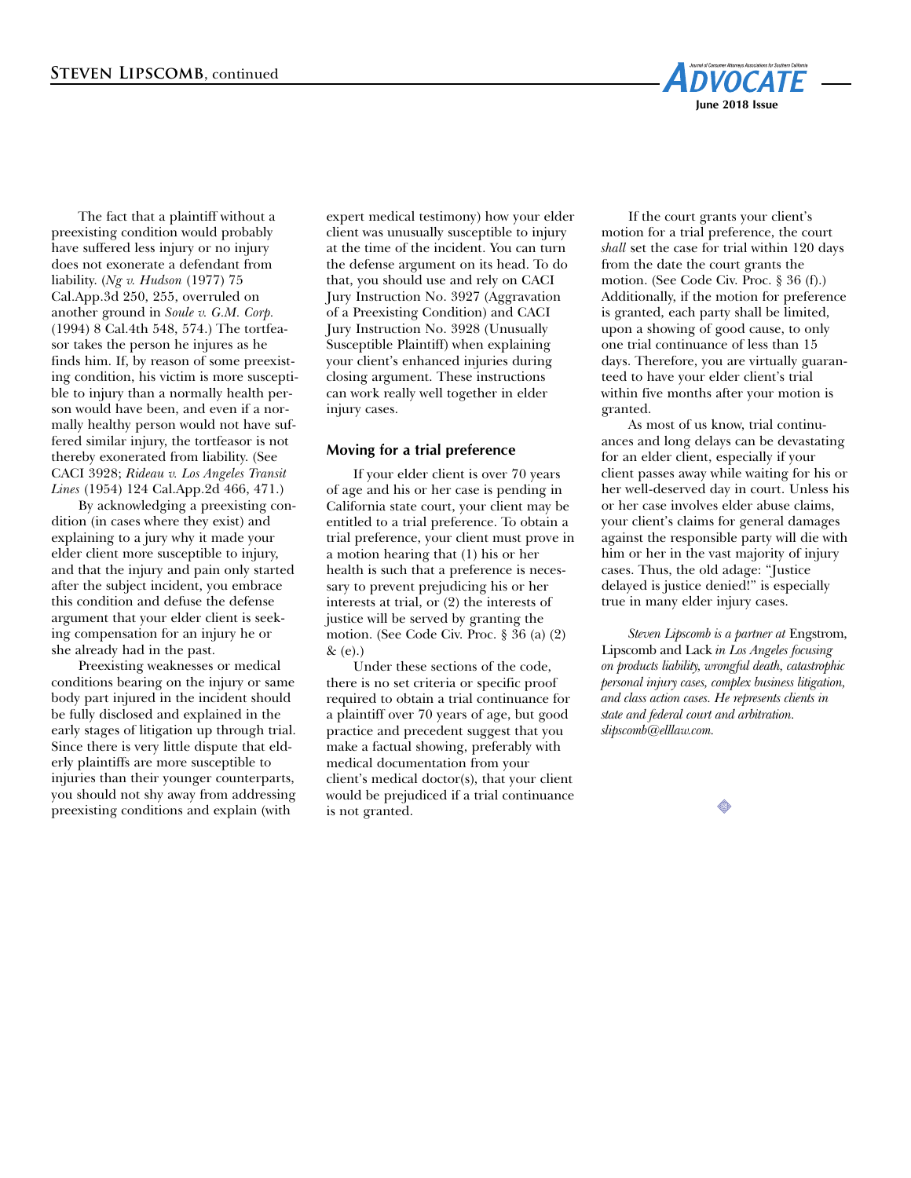The fact that a plaintiff without a preexisting condition would probably have suffered less injury or no injury does not exonerate a defendant from liability. (*Ng v. Hudson* (1977) 75 Cal.App.3d 250, 255, overruled on another ground in *Soule v. G.M. Corp.* (1994) 8 Cal.4th 548, 574.) The tortfeasor takes the person he injures as he finds him. If, by reason of some preexisting condition, his victim is more susceptible to injury than a normally health person would have been, and even if a normally healthy person would not have suffered similar injury, the tortfeasor is not thereby exonerated from liability. (See CACI 3928; *Rideau v. Los Angeles Transit Lines* (1954) 124 Cal.App.2d 466, 471.)

By acknowledging a preexisting condition (in cases where they exist) and explaining to a jury why it made your elder client more susceptible to injury, and that the injury and pain only started after the subject incident, you embrace this condition and defuse the defense argument that your elder client is seeking compensation for an injury he or she already had in the past.

Preexisting weaknesses or medical conditions bearing on the injury or same body part injured in the incident should be fully disclosed and explained in the early stages of litigation up through trial. Since there is very little dispute that elderly plaintiffs are more susceptible to injuries than their younger counterparts, you should not shy away from addressing preexisting conditions and explain (with expert medical testimony) how your elder client was unusually susceptible to injury at the time of the incident. You can turn the defense argument on its head. To do that, you should use and rely on CACI Jury Instruction No. 3927 (Aggravation of a Preexisting Condition) and CACI Jury Instruction No. 3928 (Unusually Susceptible Plaintiff) when explaining your client's enhanced injuries during closing argument. These instructions can work really well together in elder injury cases.

## Moving for a trial preference

If your elder client is over 70 years of age and his or her case is pending in California state court, your client may be entitled to a trial preference. To obtain a trial preference, your client must prove in a motion hearing that (1) his or her health is such that a preference is necessary to prevent prejudicing his or her interests at trial, or (2) the interests of justice will be served by granting the motion. (See Code Civ. Proc. § 36 (a) (2) & (e).)

Under these sections of the code, there is no set criteria or specific proof required to obtain a trial continuance for a plaintiff over 70 years of age, but good practice and precedent suggest that you make a factual showing, preferably with medical documentation from your client's medical doctor(s), that your client would be prejudiced if a trial continuance is not granted.

If the court grants your client's motion for a trial preference, the court *shall* set the case for trial within 120 days from the date the court grants the motion. (See Code Civ. Proc. § 36 (f).) Additionally, if the motion for preference is granted, each party shall be limited, upon a showing of good cause, to only one trial continuance of less than 15 days. Therefore, you are virtually guaranteed to have your elder client's trial within five months after your motion is granted.

As most of us know, trial continuances and long delays can be devastating for an elder client, especially if your client passes away while waiting for his or her well-deserved day in court. Unless his or her case involves elder abuse claims, your client's claims for general damages against the responsible party will die with him or her in the vast majority of injury cases. Thus, the old adage: "Justice delayed is justice denied!" is especially true in many elder injury cases.

*Steven Lipscomb is a partner at* Engstrom, Lipscomb and Lack *in Los Angeles focusing on products liability, wrongful death, catastrophic personal injury cases, complex business litigation, and class action cases. He represents clients in state and federal court and arbitration. slipscomb@elllaw.com.*